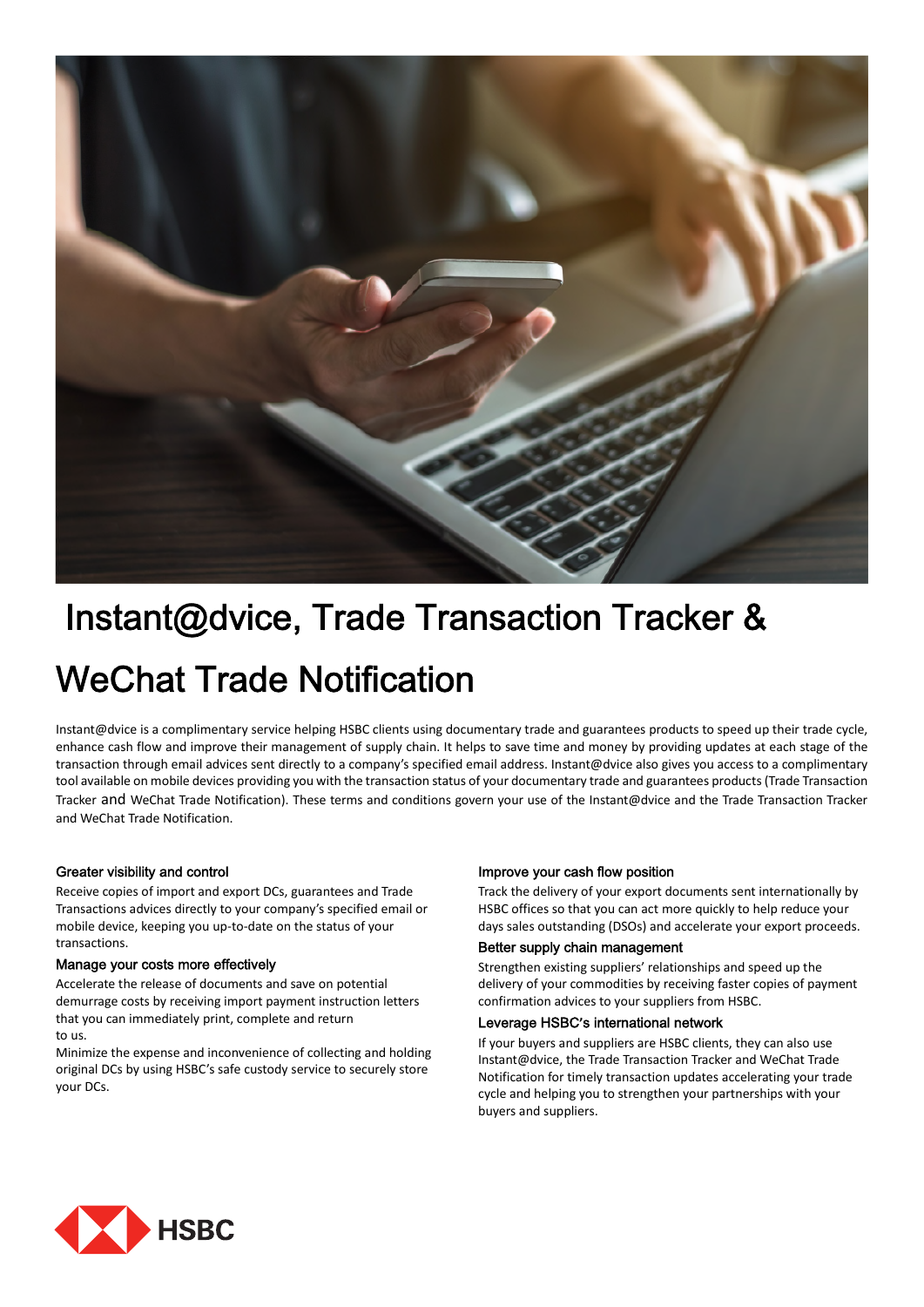# Instant@dvice, Trade Transaction Tracker & WeChat Trade Notification

Instant@dvice is a complimentary service helping HSBC clients using documentary trade and guarantees products to speed up their trade cycle, enhance cash flow and improve their management of supply chain. It helps to save time and money by providing updates at each stage of the transaction through email advices sent directly to a company's specified email address. Instant@dvice also gives you access to a complimentary tool available on mobile devices providing you with the transaction status of your documentary trade and guarantees products (Trade Transaction Tracker and WeChat Trade Notification). These terms and conditions govern your use of the Instant@dvice and the Trade Transaction Tracker and WeChat Trade Notification.

### Greater visibility and control

Receive copies of import and export DCs, guarantees and Trade Transactions advices directly to your company's specified email or mobile device, keeping you up-to-date on the status of your transactions.

### Manage your costs more effectively

Accelerate the release of documents and save on potential demurrage costs by receiving import payment instruction letters that you can immediately print, complete and return to us.

Minimize the expense and inconvenience of collecting and holding original DCs by using HSBC's safe custody service to securely store your DCs.

### Improve your cash flow position

Track the delivery of your export documents sent internationally by HSBC offices so that you can act more quickly to help reduce your days sales outstanding (DSOs) and accelerate your export proceeds.

### Better supply chain management

Strengthen existing suppliers' relationships and speed up the delivery of your commodities by receiving faster copies of payment confirmation advices to your suppliers from HSBC.

### Leverage HSBC's international network

If your buyers and suppliers are HSBC clients, they can also use Instant@dvice, the Trade Transaction Tracker and WeChat Trade Notification for timely transaction updates accelerating your trade cycle and helping you to strengthen your partnerships with your buyers and suppliers.

HSBC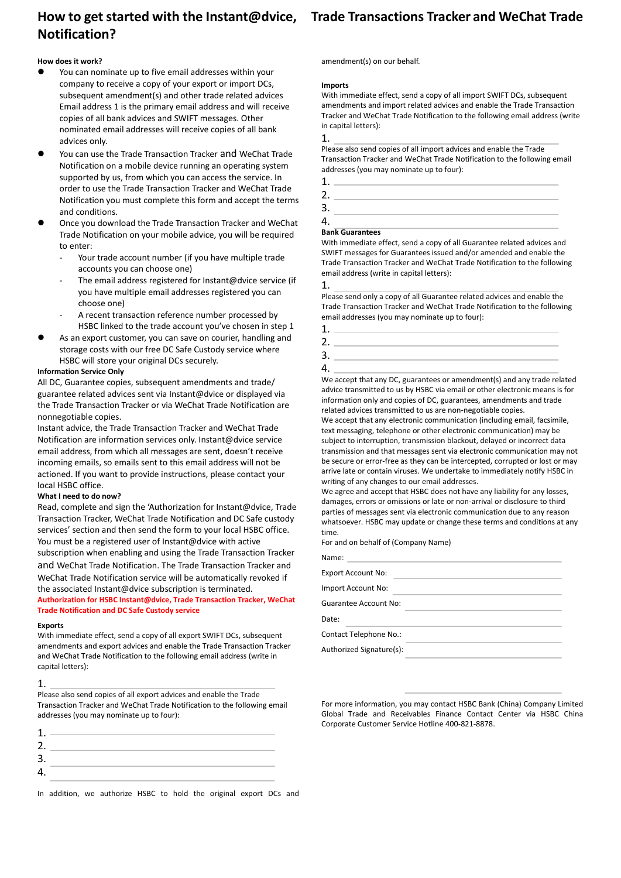# How to get started with the Instant@dvice, Trade Transactions Tracker and WeChat Trade Notification?

**How does it work?**

- You can nominate up to five email addresses within your company to receive a copy of your export or import DCs, subsequent amendment(s) and other trade related advices Email address 1 is the primary email address and will receive copies of all bank advices and SWIFT messages. Other nominated email addresses will receive copies of all bank advices only.
- You can use the Trade Transaction Tracker and WeChat Trade Notification on a mobile device running an operating system supported by us, from which you can access the service. In order to use the Trade Transaction Tracker and WeChat Trade Notification you must complete this form and accept the terms and conditions.
- Once you download the Trade Transaction Tracker and WeChat Trade Notification on your mobile advice, you will be required to enter:
  - Your trade account number (if you have multiple trade accounts you can choose one)
  - The email address registered for Instant@dvice service (if you have multiple email addresses registered you can choose one)
  - A recent transaction reference number processed by HSBC linked to the trade account you've chosen in step 1
- As an export customer, you can save on courier, handling and storage costs with our free DC Safe Custody service where HSBC will store your original DCs securely.

**Information Service Only**

All DC, Guarantee copies, subsequent amendments and trade/ guarantee related advices sent via Instant@dvice or displayed via the Trade Transaction Tracker or via WeChat Trade Notification are nonnegotiable copies.

Instant advice, the Trade Transaction Tracker and WeChat Trade Notification are information services only. Instant@dvice service email address, from which all messages are sent, doesn't receive incoming emails, so emails sent to this email address will not be actioned. If you want to provide instructions, please contact your local HSBC office.

**What I need to do now?**

Read, complete and sign the 'Authorization for Instant@dvice, Trade Transaction Tracker, WeChat Trade Notification and DC Safe custody services' section and then send the form to your local HSBC office.

You must be a registered user of Instant@dvice with active subscription when enabling and using the Trade Transaction Tracker and WeChat Trade Notification. The Trade Transaction Tracker and WeChat Trade Notification service will be automatically revoked if the associated Instant@dvice subscription is terminated.

**Authorization for HSBC Instant@dvice, Trade Transaction Tracker, WeChat Trade Notification and DC Safe Custody service**

**Exports**

With immediate effect, send a copy of all export SWIFT DCs, subsequent amendments and export advices and enable the Trade Transaction Tracker and WeChat Trade Notification to the following email address (write in capital letters):

1. ______________________________

Please also send copies of all export advices and enable the Trade Transaction Tracker and WeChat Trade Notification to the following email addresses (you may nominate up to four):

1. ______________________________
2. ______________________________
3. ______________________________
4. ______________________________

In addition, we authorize HSBC to hold the original export DCs and amendment(s) on our behalf.

**Imports**

With immediate effect, send a copy of all import SWIFT DCs, subsequent amendments and import related advices and enable the Trade Transaction Tracker and WeChat Trade Notification to the following email address (write in capital letters):

1. ______________________________

Please also send copies of all import advices and enable the Trade Transaction Tracker and WeChat Trade Notification to the following email addresses (you may nominate up to four):

1. ______________________________
2. ______________________________
3. ______________________________
4. ______________________________

**Bank Guarantees**

With immediate effect, send a copy of all Guarantee related advices and SWIFT messages for Guarantees issued and/or amended and enable the Trade Transaction Tracker and WeChat Trade Notification to the following email address (write in capital letters):

1. ______________________________

Please send only a copy of all Guarantee related advices and enable the Trade Transaction Tracker and WeChat Trade Notification to the following email addresses (you may nominate up to four):

1. ______________________________
2. ______________________________
3. ______________________________
4. ______________________________

We accept that any DC, guarantees or amendment(s) and any trade related advice transmitted to us by HSBC via email or other electronic means is for information only and copies of DC, guarantees, amendments and trade related advices transmitted to us are non-negotiable copies.

We accept that any electronic communication (including email, facsimile, text messaging, telephone or other electronic communication) may be subject to interruption, transmission blackout, delayed or incorrect data transmission and that messages sent via electronic communication may not be secure or error-free as they can be intercepted, corrupted or lost or may arrive late or contain viruses. We undertake to immediately notify HSBC in writing of any changes to our email addresses.

We agree and accept that HSBC does not have any liability for any losses, damages, errors or omissions or late or non-arrival or disclosure to third parties of messages sent via electronic communication due to any reason whatsoever. HSBC may update or change these terms and conditions at any time.

For and on behalf of (Company Name)

Name: ______________________________

Export Account No: ______________________________

Import Account No: ______________________________

Guarantee Account No: ______________________________

Date: ______________________________

Contact Telephone No.: ______________________________

Authorized Signature(s): ______________________________

For more information, you may contact HSBC Bank (China) Company Limited Global Trade and Receivables Finance Contact Center via HSBC China Corporate Customer Service Hotline 400-821-8878.